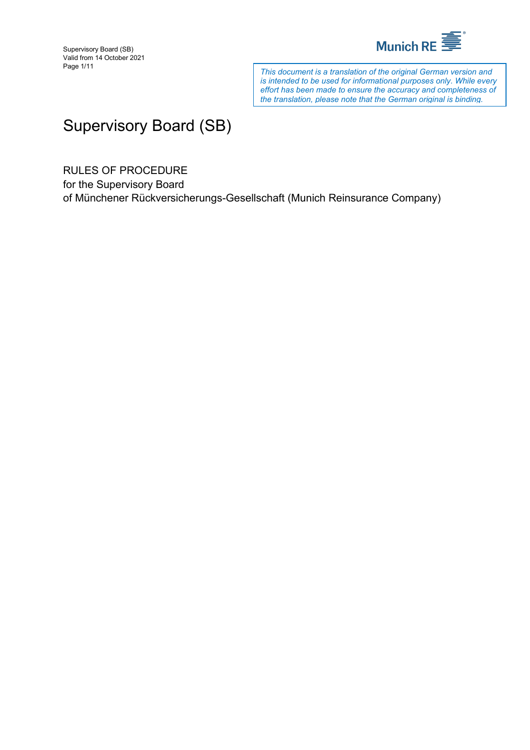*This document is a translation of the original German version and is intended to be used for informational purposes only. While every effort has been made to ensure the accuracy and completeness of the translation, please note that the German original is binding.*

# Supervisory Board (SB)

RULES OF PROCEDURE
for the Supervisory Board
of Münchener Rückversicherungs-Gesellschaft (Munich Reinsurance Company)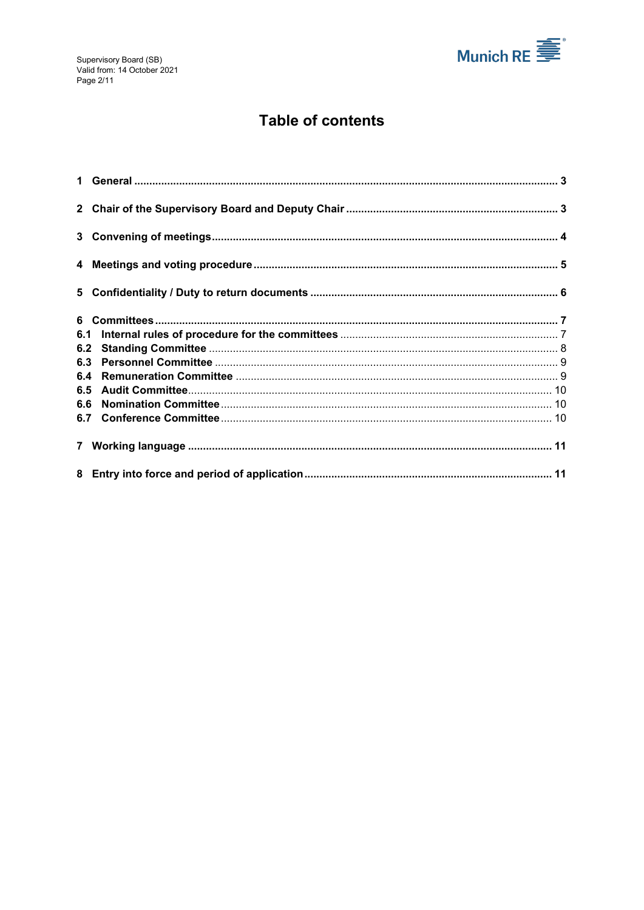# Table of contents

1 General ..... 3

2 Chair of the Supervisory Board and Deputy Chair ..... 3

3 Convening of meetings ..... 4

4 Meetings and voting procedure ..... 5

5 Confidentiality / Duty to return documents ..... 6

6 Committees ..... 7
6.1 Internal rules of procedure for the committees ..... 7
6.2 Standing Committee ..... 8
6.3 Personnel Committee ..... 9
6.4 Remuneration Committee ..... 9
6.5 Audit Committee ..... 10
6.6 Nomination Committee ..... 10
6.7 Conference Committee ..... 10

7 Working language ..... 11

8 Entry into force and period of application ..... 11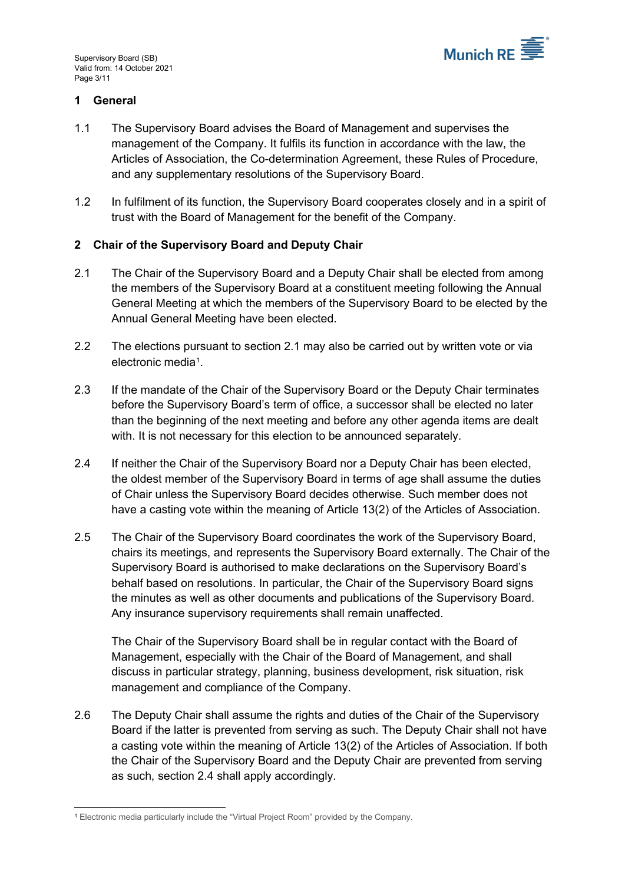## 1 General

1.1 The Supervisory Board advises the Board of Management and supervises the management of the Company. It fulfils its function in accordance with the law, the Articles of Association, the Co-determination Agreement, these Rules of Procedure, and any supplementary resolutions of the Supervisory Board.

1.2 In fulfilment of its function, the Supervisory Board cooperates closely and in a spirit of trust with the Board of Management for the benefit of the Company.

## 2 Chair of the Supervisory Board and Deputy Chair

2.1 The Chair of the Supervisory Board and a Deputy Chair shall be elected from among the members of the Supervisory Board at a constituent meeting following the Annual General Meeting at which the members of the Supervisory Board to be elected by the Annual General Meeting have been elected.

2.2 The elections pursuant to section 2.1 may also be carried out by written vote or via electronic media[1].

2.3 If the mandate of the Chair of the Supervisory Board or the Deputy Chair terminates before the Supervisory Board's term of office, a successor shall be elected no later than the beginning of the next meeting and before any other agenda items are dealt with. It is not necessary for this election to be announced separately.

2.4 If neither the Chair of the Supervisory Board nor a Deputy Chair has been elected, the oldest member of the Supervisory Board in terms of age shall assume the duties of Chair unless the Supervisory Board decides otherwise. Such member does not have a casting vote within the meaning of Article 13(2) of the Articles of Association.

2.5 The Chair of the Supervisory Board coordinates the work of the Supervisory Board, chairs its meetings, and represents the Supervisory Board externally. The Chair of the Supervisory Board is authorised to make declarations on the Supervisory Board's behalf based on resolutions. In particular, the Chair of the Supervisory Board signs the minutes as well as other documents and publications of the Supervisory Board. Any insurance supervisory requirements shall remain unaffected.

The Chair of the Supervisory Board shall be in regular contact with the Board of Management, especially with the Chair of the Board of Management, and shall discuss in particular strategy, planning, business development, risk situation, risk management and compliance of the Company.

2.6 The Deputy Chair shall assume the rights and duties of the Chair of the Supervisory Board if the latter is prevented from serving as such. The Deputy Chair shall not have a casting vote within the meaning of Article 13(2) of the Articles of Association. If both the Chair of the Supervisory Board and the Deputy Chair are prevented from serving as such, section 2.4 shall apply accordingly.

---

[1] Electronic media particularly include the "Virtual Project Room" provided by the Company.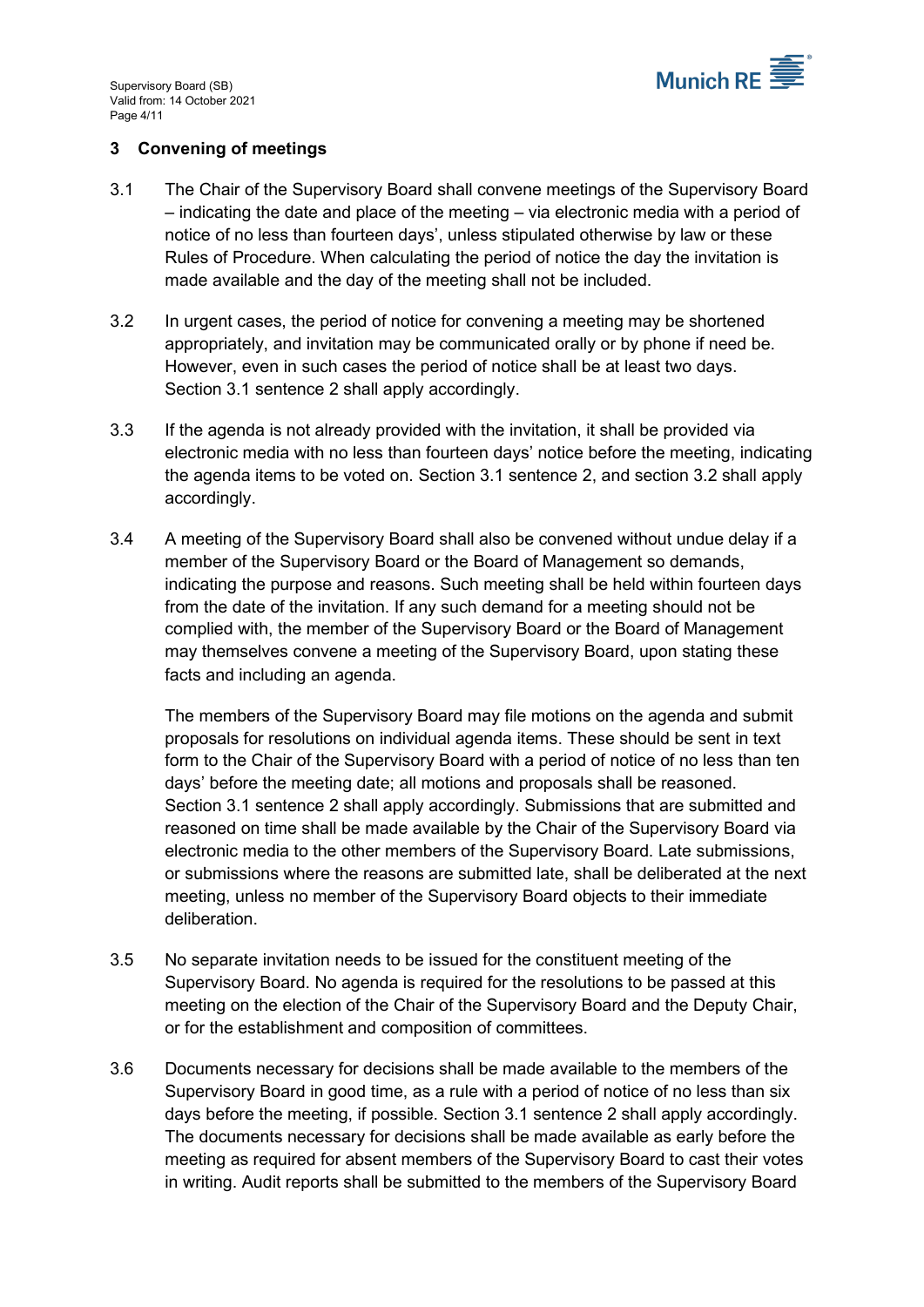## 3 Convening of meetings

3.1 The Chair of the Supervisory Board shall convene meetings of the Supervisory Board – indicating the date and place of the meeting – via electronic media with a period of notice of no less than fourteen days', unless stipulated otherwise by law or these Rules of Procedure. When calculating the period of notice the day the invitation is made available and the day of the meeting shall not be included.

3.2 In urgent cases, the period of notice for convening a meeting may be shortened appropriately, and invitation may be communicated orally or by phone if need be. However, even in such cases the period of notice shall be at least two days. Section 3.1 sentence 2 shall apply accordingly.

3.3 If the agenda is not already provided with the invitation, it shall be provided via electronic media with no less than fourteen days' notice before the meeting, indicating the agenda items to be voted on. Section 3.1 sentence 2, and section 3.2 shall apply accordingly.

3.4 A meeting of the Supervisory Board shall also be convened without undue delay if a member of the Supervisory Board or the Board of Management so demands, indicating the purpose and reasons. Such meeting shall be held within fourteen days from the date of the invitation. If any such demand for a meeting should not be complied with, the member of the Supervisory Board or the Board of Management may themselves convene a meeting of the Supervisory Board, upon stating these facts and including an agenda.

The members of the Supervisory Board may file motions on the agenda and submit proposals for resolutions on individual agenda items. These should be sent in text form to the Chair of the Supervisory Board with a period of notice of no less than ten days' before the meeting date; all motions and proposals shall be reasoned. Section 3.1 sentence 2 shall apply accordingly. Submissions that are submitted and reasoned on time shall be made available by the Chair of the Supervisory Board via electronic media to the other members of the Supervisory Board. Late submissions, or submissions where the reasons are submitted late, shall be deliberated at the next meeting, unless no member of the Supervisory Board objects to their immediate deliberation.

3.5 No separate invitation needs to be issued for the constituent meeting of the Supervisory Board. No agenda is required for the resolutions to be passed at this meeting on the election of the Chair of the Supervisory Board and the Deputy Chair, or for the establishment and composition of committees.

3.6 Documents necessary for decisions shall be made available to the members of the Supervisory Board in good time, as a rule with a period of notice of no less than six days before the meeting, if possible. Section 3.1 sentence 2 shall apply accordingly. The documents necessary for decisions shall be made available as early before the meeting as required for absent members of the Supervisory Board to cast their votes in writing. Audit reports shall be submitted to the members of the Supervisory Board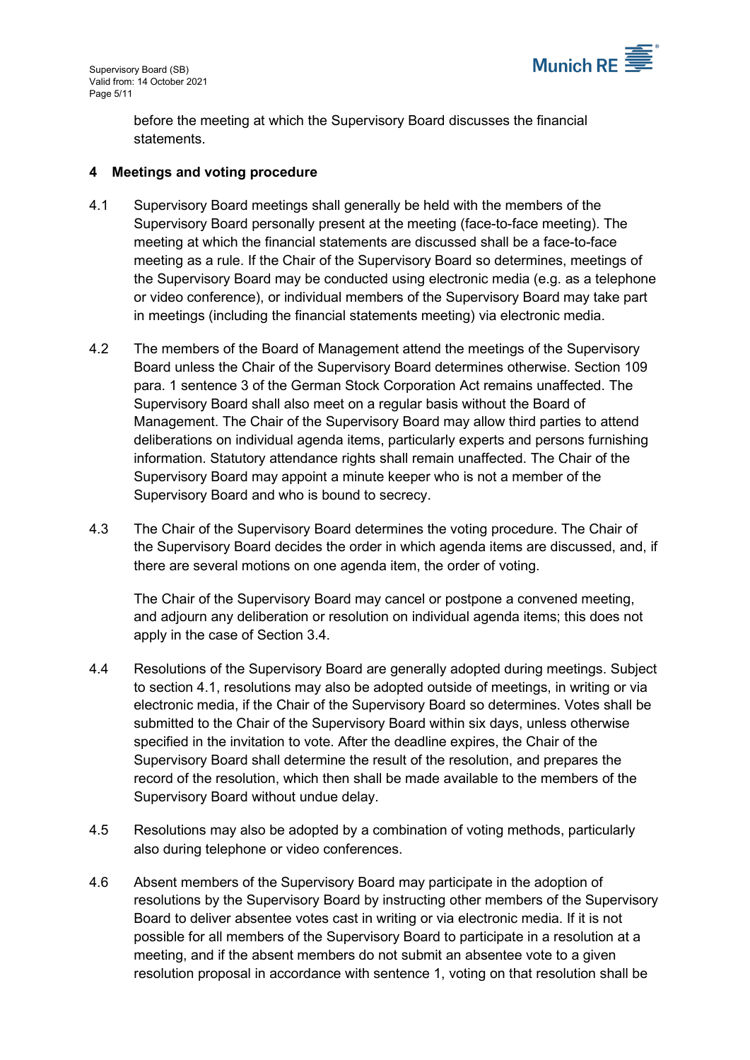before the meeting at which the Supervisory Board discusses the financial statements.

## 4 Meetings and voting procedure

4.1 Supervisory Board meetings shall generally be held with the members of the Supervisory Board personally present at the meeting (face-to-face meeting). The meeting at which the financial statements are discussed shall be a face-to-face meeting as a rule. If the Chair of the Supervisory Board so determines, meetings of the Supervisory Board may be conducted using electronic media (e.g. as a telephone or video conference), or individual members of the Supervisory Board may take part in meetings (including the financial statements meeting) via electronic media.

4.2 The members of the Board of Management attend the meetings of the Supervisory Board unless the Chair of the Supervisory Board determines otherwise. Section 109 para. 1 sentence 3 of the German Stock Corporation Act remains unaffected. The Supervisory Board shall also meet on a regular basis without the Board of Management. The Chair of the Supervisory Board may allow third parties to attend deliberations on individual agenda items, particularly experts and persons furnishing information. Statutory attendance rights shall remain unaffected. The Chair of the Supervisory Board may appoint a minute keeper who is not a member of the Supervisory Board and who is bound to secrecy.

4.3 The Chair of the Supervisory Board determines the voting procedure. The Chair of the Supervisory Board decides the order in which agenda items are discussed, and, if there are several motions on one agenda item, the order of voting.

The Chair of the Supervisory Board may cancel or postpone a convened meeting, and adjourn any deliberation or resolution on individual agenda items; this does not apply in the case of Section 3.4.

4.4 Resolutions of the Supervisory Board are generally adopted during meetings. Subject to section 4.1, resolutions may also be adopted outside of meetings, in writing or via electronic media, if the Chair of the Supervisory Board so determines. Votes shall be submitted to the Chair of the Supervisory Board within six days, unless otherwise specified in the invitation to vote. After the deadline expires, the Chair of the Supervisory Board shall determine the result of the resolution, and prepares the record of the resolution, which then shall be made available to the members of the Supervisory Board without undue delay.

4.5 Resolutions may also be adopted by a combination of voting methods, particularly also during telephone or video conferences.

4.6 Absent members of the Supervisory Board may participate in the adoption of resolutions by the Supervisory Board by instructing other members of the Supervisory Board to deliver absentee votes cast in writing or via electronic media. If it is not possible for all members of the Supervisory Board to participate in a resolution at a meeting, and if the absent members do not submit an absentee vote to a given resolution proposal in accordance with sentence 1, voting on that resolution shall be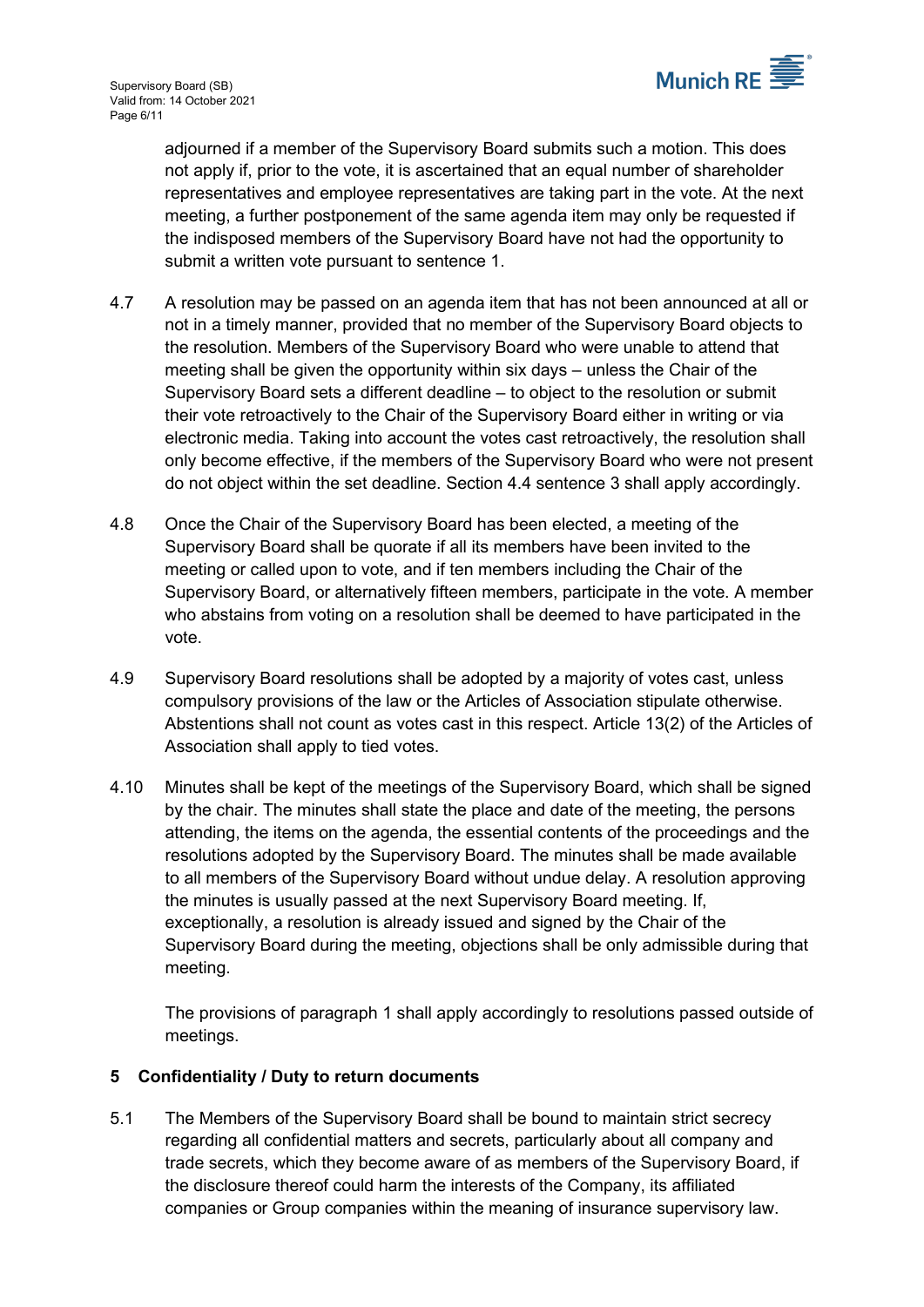adjourned if a member of the Supervisory Board submits such a motion. This does not apply if, prior to the vote, it is ascertained that an equal number of shareholder representatives and employee representatives are taking part in the vote. At the next meeting, a further postponement of the same agenda item may only be requested if the indisposed members of the Supervisory Board have not had the opportunity to submit a written vote pursuant to sentence 1.

4.7 A resolution may be passed on an agenda item that has not been announced at all or not in a timely manner, provided that no member of the Supervisory Board objects to the resolution. Members of the Supervisory Board who were unable to attend that meeting shall be given the opportunity within six days – unless the Chair of the Supervisory Board sets a different deadline – to object to the resolution or submit their vote retroactively to the Chair of the Supervisory Board either in writing or via electronic media. Taking into account the votes cast retroactively, the resolution shall only become effective, if the members of the Supervisory Board who were not present do not object within the set deadline. Section 4.4 sentence 3 shall apply accordingly.

4.8 Once the Chair of the Supervisory Board has been elected, a meeting of the Supervisory Board shall be quorate if all its members have been invited to the meeting or called upon to vote, and if ten members including the Chair of the Supervisory Board, or alternatively fifteen members, participate in the vote. A member who abstains from voting on a resolution shall be deemed to have participated in the vote.

4.9 Supervisory Board resolutions shall be adopted by a majority of votes cast, unless compulsory provisions of the law or the Articles of Association stipulate otherwise. Abstentions shall not count as votes cast in this respect. Article 13(2) of the Articles of Association shall apply to tied votes.

4.10 Minutes shall be kept of the meetings of the Supervisory Board, which shall be signed by the chair. The minutes shall state the place and date of the meeting, the persons attending, the items on the agenda, the essential contents of the proceedings and the resolutions adopted by the Supervisory Board. The minutes shall be made available to all members of the Supervisory Board without undue delay. A resolution approving the minutes is usually passed at the next Supervisory Board meeting. If, exceptionally, a resolution is already issued and signed by the Chair of the Supervisory Board during the meeting, objections shall be only admissible during that meeting.

The provisions of paragraph 1 shall apply accordingly to resolutions passed outside of meetings.

## 5 Confidentiality / Duty to return documents

5.1 The Members of the Supervisory Board shall be bound to maintain strict secrecy regarding all confidential matters and secrets, particularly about all company and trade secrets, which they become aware of as members of the Supervisory Board, if the disclosure thereof could harm the interests of the Company, its affiliated companies or Group companies within the meaning of insurance supervisory law.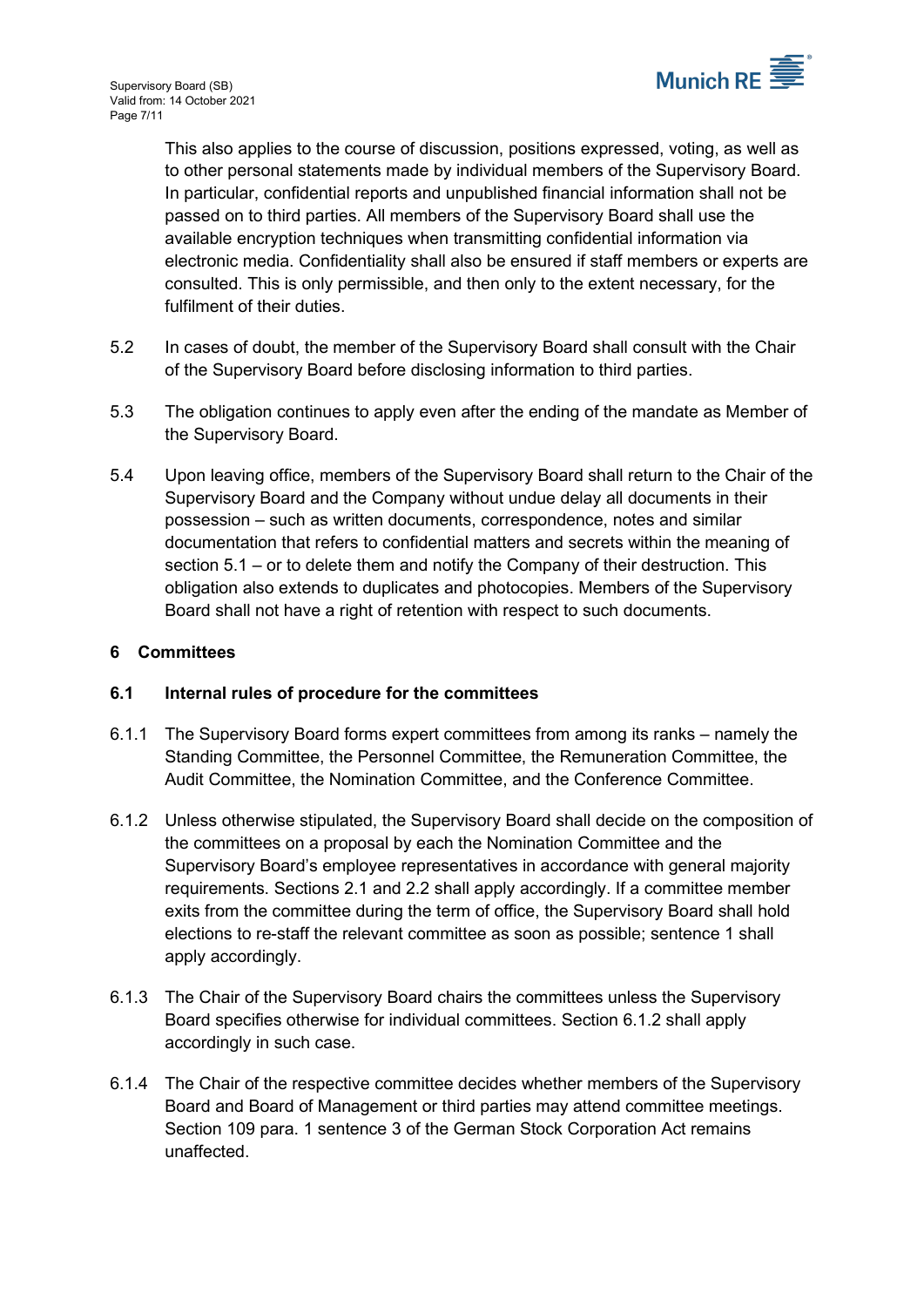This also applies to the course of discussion, positions expressed, voting, as well as to other personal statements made by individual members of the Supervisory Board. In particular, confidential reports and unpublished financial information shall not be passed on to third parties. All members of the Supervisory Board shall use the available encryption techniques when transmitting confidential information via electronic media. Confidentiality shall also be ensured if staff members or experts are consulted. This is only permissible, and then only to the extent necessary, for the fulfilment of their duties.

5.2 In cases of doubt, the member of the Supervisory Board shall consult with the Chair of the Supervisory Board before disclosing information to third parties.

5.3 The obligation continues to apply even after the ending of the mandate as Member of the Supervisory Board.

5.4 Upon leaving office, members of the Supervisory Board shall return to the Chair of the Supervisory Board and the Company without undue delay all documents in their possession – such as written documents, correspondence, notes and similar documentation that refers to confidential matters and secrets within the meaning of section 5.1 – or to delete them and notify the Company of their destruction. This obligation also extends to duplicates and photocopies. Members of the Supervisory Board shall not have a right of retention with respect to such documents.

## 6 Committees

### 6.1 Internal rules of procedure for the committees

6.1.1 The Supervisory Board forms expert committees from among its ranks – namely the Standing Committee, the Personnel Committee, the Remuneration Committee, the Audit Committee, the Nomination Committee, and the Conference Committee.

6.1.2 Unless otherwise stipulated, the Supervisory Board shall decide on the composition of the committees on a proposal by each the Nomination Committee and the Supervisory Board's employee representatives in accordance with general majority requirements. Sections 2.1 and 2.2 shall apply accordingly. If a committee member exits from the committee during the term of office, the Supervisory Board shall hold elections to re-staff the relevant committee as soon as possible; sentence 1 shall apply accordingly.

6.1.3 The Chair of the Supervisory Board chairs the committees unless the Supervisory Board specifies otherwise for individual committees. Section 6.1.2 shall apply accordingly in such case.

6.1.4 The Chair of the respective committee decides whether members of the Supervisory Board and Board of Management or third parties may attend committee meetings. Section 109 para. 1 sentence 3 of the German Stock Corporation Act remains unaffected.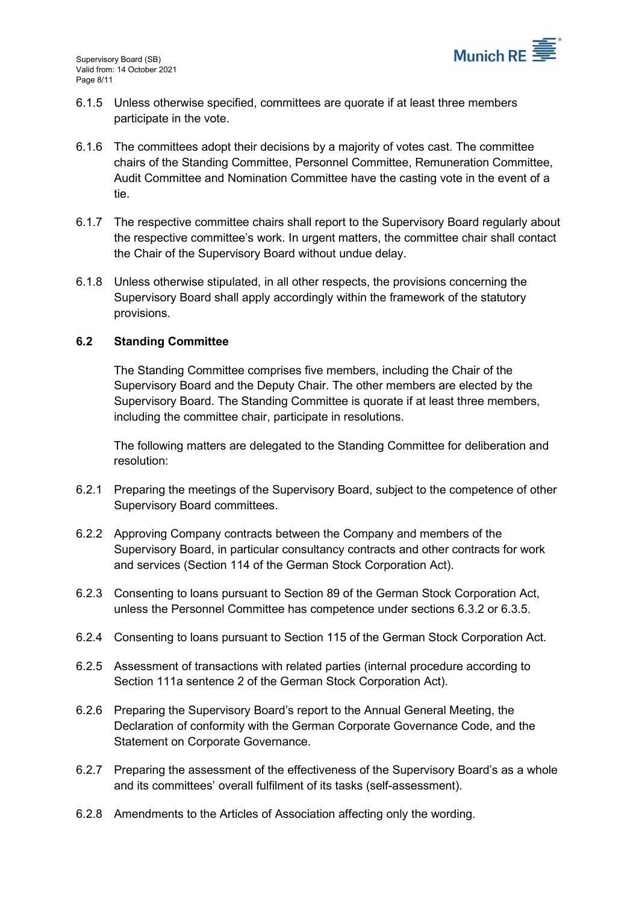6.1.5 Unless otherwise specified, committees are quorate if at least three members participate in the vote.

6.1.6 The committees adopt their decisions by a majority of votes cast. The committee chairs of the Standing Committee, Personnel Committee, Remuneration Committee, Audit Committee and Nomination Committee have the casting vote in the event of a tie.

6.1.7 The respective committee chairs shall report to the Supervisory Board regularly about the respective committee's work. In urgent matters, the committee chair shall contact the Chair of the Supervisory Board without undue delay.

6.1.8 Unless otherwise stipulated, in all other respects, the provisions concerning the Supervisory Board shall apply accordingly within the framework of the statutory provisions.

### 6.2 Standing Committee

The Standing Committee comprises five members, including the Chair of the Supervisory Board and the Deputy Chair. The other members are elected by the Supervisory Board. The Standing Committee is quorate if at least three members, including the committee chair, participate in resolutions.

The following matters are delegated to the Standing Committee for deliberation and resolution:

6.2.1 Preparing the meetings of the Supervisory Board, subject to the competence of other Supervisory Board committees.

6.2.2 Approving Company contracts between the Company and members of the Supervisory Board, in particular consultancy contracts and other contracts for work and services (Section 114 of the German Stock Corporation Act).

6.2.3 Consenting to loans pursuant to Section 89 of the German Stock Corporation Act, unless the Personnel Committee has competence under sections 6.3.2 or 6.3.5.

6.2.4 Consenting to loans pursuant to Section 115 of the German Stock Corporation Act.

6.2.5 Assessment of transactions with related parties (internal procedure according to Section 111a sentence 2 of the German Stock Corporation Act).

6.2.6 Preparing the Supervisory Board's report to the Annual General Meeting, the Declaration of conformity with the German Corporate Governance Code, and the Statement on Corporate Governance.

6.2.7 Preparing the assessment of the effectiveness of the Supervisory Board's as a whole and its committees' overall fulfilment of its tasks (self-assessment).

6.2.8 Amendments to the Articles of Association affecting only the wording.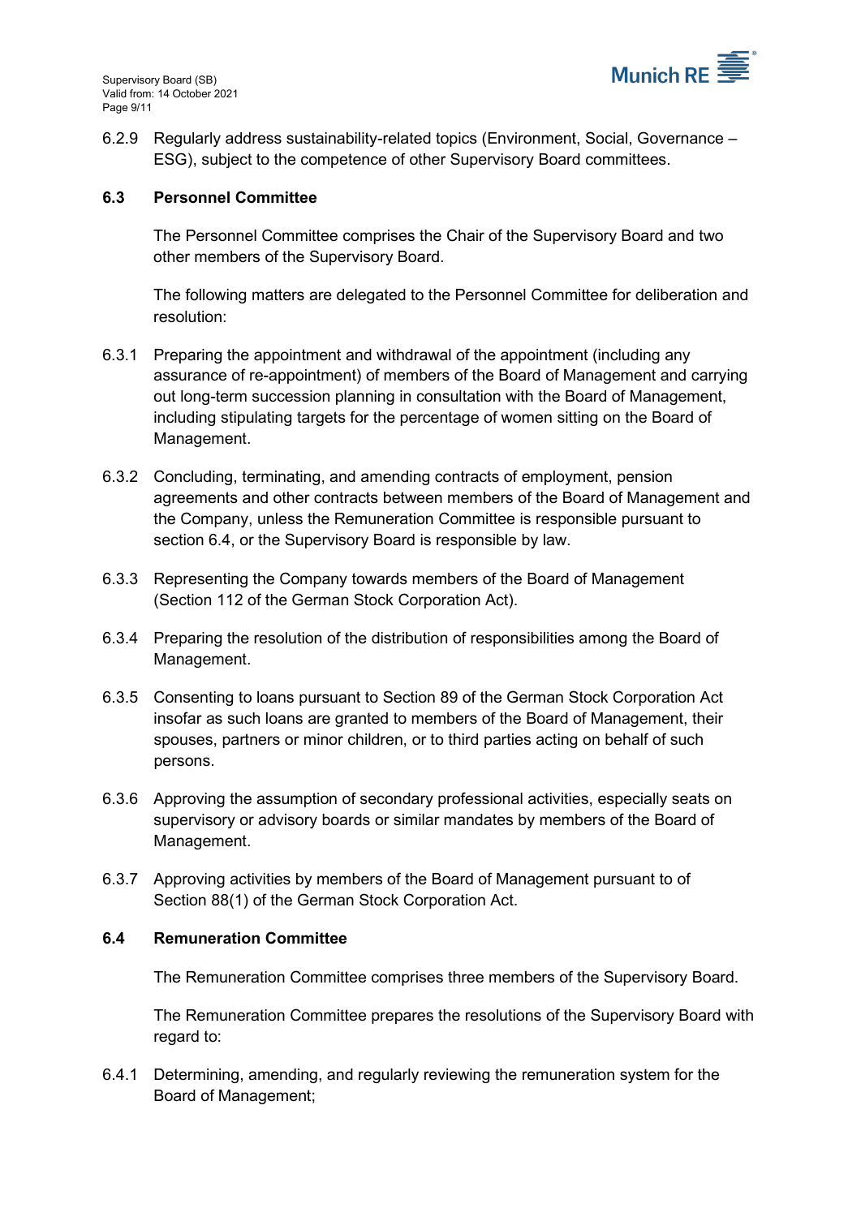6.2.9 Regularly address sustainability-related topics (Environment, Social, Governance – ESG), subject to the competence of other Supervisory Board committees.

### 6.3 Personnel Committee

The Personnel Committee comprises the Chair of the Supervisory Board and two other members of the Supervisory Board.

The following matters are delegated to the Personnel Committee for deliberation and resolution:

6.3.1 Preparing the appointment and withdrawal of the appointment (including any assurance of re-appointment) of members of the Board of Management and carrying out long-term succession planning in consultation with the Board of Management, including stipulating targets for the percentage of women sitting on the Board of Management.

6.3.2 Concluding, terminating, and amending contracts of employment, pension agreements and other contracts between members of the Board of Management and the Company, unless the Remuneration Committee is responsible pursuant to section 6.4, or the Supervisory Board is responsible by law.

6.3.3 Representing the Company towards members of the Board of Management (Section 112 of the German Stock Corporation Act).

6.3.4 Preparing the resolution of the distribution of responsibilities among the Board of Management.

6.3.5 Consenting to loans pursuant to Section 89 of the German Stock Corporation Act insofar as such loans are granted to members of the Board of Management, their spouses, partners or minor children, or to third parties acting on behalf of such persons.

6.3.6 Approving the assumption of secondary professional activities, especially seats on supervisory or advisory boards or similar mandates by members of the Board of Management.

6.3.7 Approving activities by members of the Board of Management pursuant to of Section 88(1) of the German Stock Corporation Act.

### 6.4 Remuneration Committee

The Remuneration Committee comprises three members of the Supervisory Board.

The Remuneration Committee prepares the resolutions of the Supervisory Board with regard to:

6.4.1 Determining, amending, and regularly reviewing the remuneration system for the Board of Management;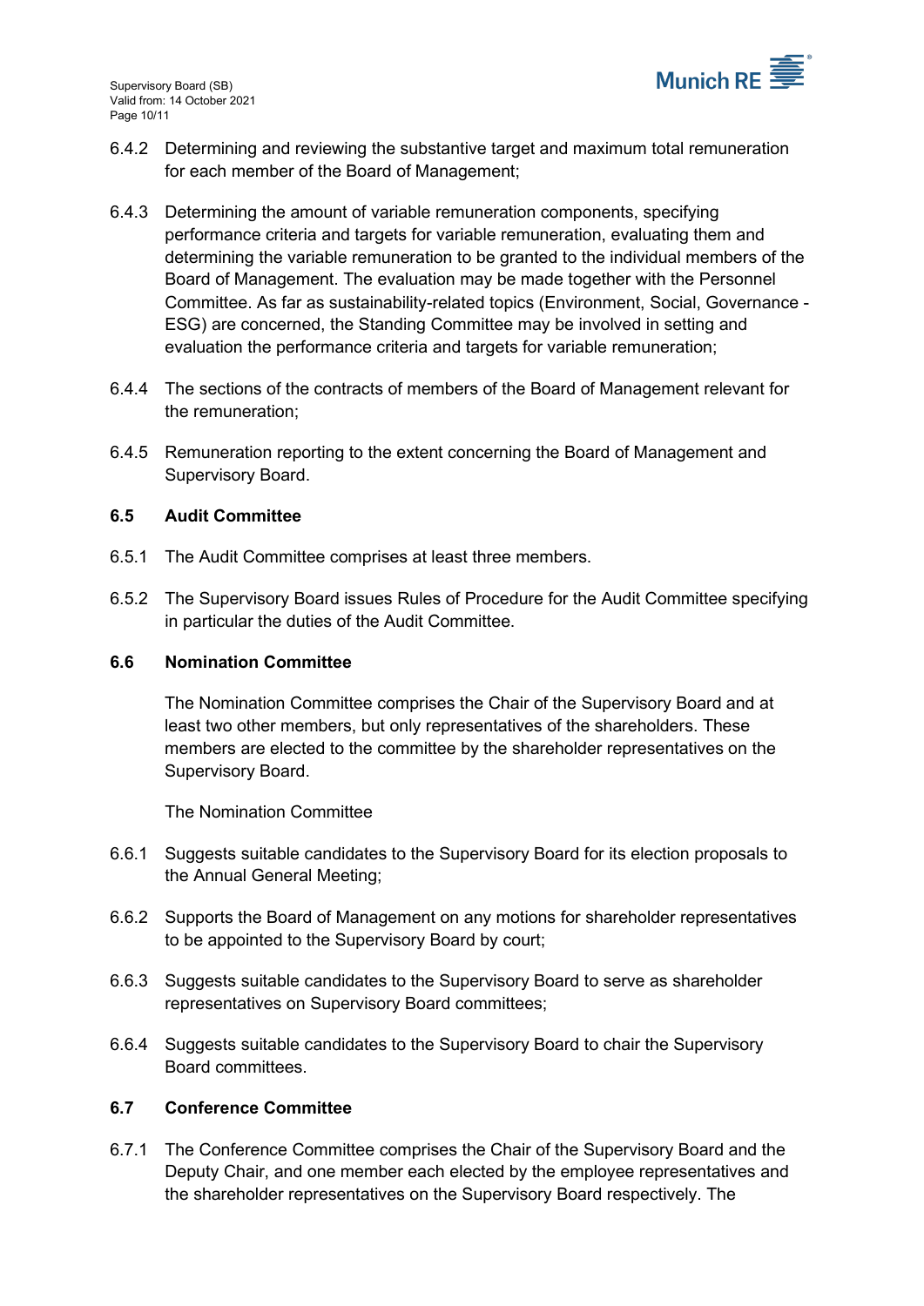6.4.2 Determining and reviewing the substantive target and maximum total remuneration for each member of the Board of Management;

6.4.3 Determining the amount of variable remuneration components, specifying performance criteria and targets for variable remuneration, evaluating them and determining the variable remuneration to be granted to the individual members of the Board of Management. The evaluation may be made together with the Personnel Committee. As far as sustainability-related topics (Environment, Social, Governance - ESG) are concerned, the Standing Committee may be involved in setting and evaluation the performance criteria and targets for variable remuneration;

6.4.4 The sections of the contracts of members of the Board of Management relevant for the remuneration;

6.4.5 Remuneration reporting to the extent concerning the Board of Management and Supervisory Board.

**6.5 Audit Committee**

6.5.1 The Audit Committee comprises at least three members.

6.5.2 The Supervisory Board issues Rules of Procedure for the Audit Committee specifying in particular the duties of the Audit Committee.

**6.6 Nomination Committee**

The Nomination Committee comprises the Chair of the Supervisory Board and at least two other members, but only representatives of the shareholders. These members are elected to the committee by the shareholder representatives on the Supervisory Board.

The Nomination Committee

6.6.1 Suggests suitable candidates to the Supervisory Board for its election proposals to the Annual General Meeting;

6.6.2 Supports the Board of Management on any motions for shareholder representatives to be appointed to the Supervisory Board by court;

6.6.3 Suggests suitable candidates to the Supervisory Board to serve as shareholder representatives on Supervisory Board committees;

6.6.4 Suggests suitable candidates to the Supervisory Board to chair the Supervisory Board committees.

**6.7 Conference Committee**

6.7.1 The Conference Committee comprises the Chair of the Supervisory Board and the Deputy Chair, and one member each elected by the employee representatives and the shareholder representatives on the Supervisory Board respectively. The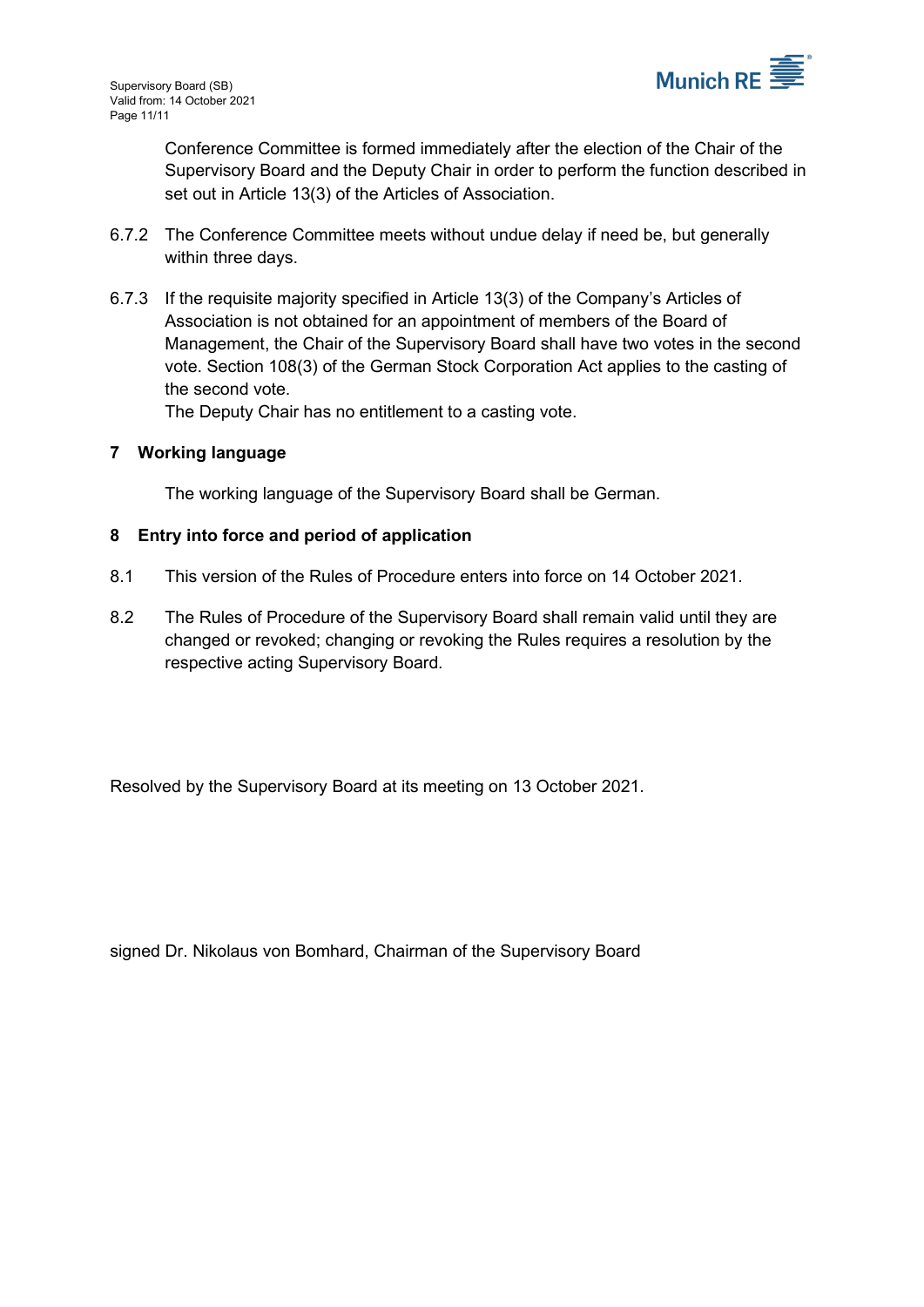Conference Committee is formed immediately after the election of the Chair of the Supervisory Board and the Deputy Chair in order to perform the function described in set out in Article 13(3) of the Articles of Association.

6.7.2 The Conference Committee meets without undue delay if need be, but generally within three days.

6.7.3 If the requisite majority specified in Article 13(3) of the Company's Articles of Association is not obtained for an appointment of members of the Board of Management, the Chair of the Supervisory Board shall have two votes in the second vote. Section 108(3) of the German Stock Corporation Act applies to the casting of the second vote.
The Deputy Chair has no entitlement to a casting vote.

## 7 Working language

The working language of the Supervisory Board shall be German.

## 8 Entry into force and period of application

8.1 This version of the Rules of Procedure enters into force on 14 October 2021.

8.2 The Rules of Procedure of the Supervisory Board shall remain valid until they are changed or revoked; changing or revoking the Rules requires a resolution by the respective acting Supervisory Board.

Resolved by the Supervisory Board at its meeting on 13 October 2021.

signed Dr. Nikolaus von Bomhard, Chairman of the Supervisory Board